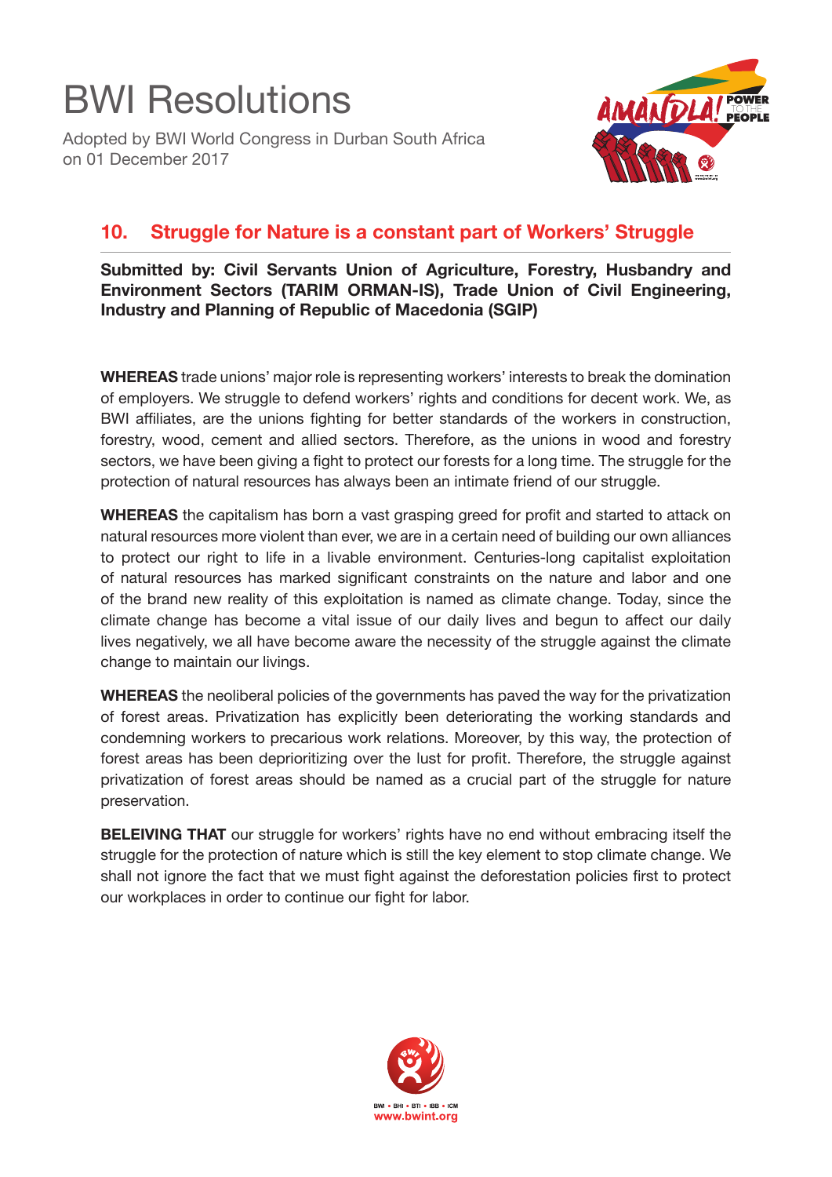# BWI Resolutions

Adopted by BWI World Congress in Durban South Africa on 01 December 2017

## 10. Struggle for Nature is a constant part of Workers' Struggle

**Submitted by: Civil Servants Union of Agriculture, Forestry, Husbandry and Environment Sectors (TARIM ORMAN-IS), Trade Union of Civil Engineering, Industry and Planning of Republic of Macedonia (SGIP)**

**WHEREAS** trade unions' major role is representing workers' interests to break the domination of employers. We struggle to defend workers' rights and conditions for decent work. We, as BWI affiliates, are the unions fighting for better standards of the workers in construction, forestry, wood, cement and allied sectors. Therefore, as the unions in wood and forestry sectors, we have been giving a fight to protect our forests for a long time. The struggle for the protection of natural resources has always been an intimate friend of our struggle.

**WHEREAS** the capitalism has born a vast grasping greed for profit and started to attack on natural resources more violent than ever, we are in a certain need of building our own alliances to protect our right to life in a livable environment. Centuries-long capitalist exploitation of natural resources has marked significant constraints on the nature and labor and one of the brand new reality of this exploitation is named as climate change. Today, since the climate change has become a vital issue of our daily lives and begun to affect our daily lives negatively, we all have become aware the necessity of the struggle against the climate change to maintain our livings.

**WHEREAS** the neoliberal policies of the governments has paved the way for the privatization of forest areas. Privatization has explicitly been deteriorating the working standards and condemning workers to precarious work relations. Moreover, by this way, the protection of forest areas has been deprioritizing over the lust for profit. Therefore, the struggle against privatization of forest areas should be named as a crucial part of the struggle for nature preservation.

**BELEIVING THAT** our struggle for workers' rights have no end without embracing itself the struggle for the protection of nature which is still the key element to stop climate change. We shall not ignore the fact that we must fight against the deforestation policies first to protect our workplaces in order to continue our fight for labor.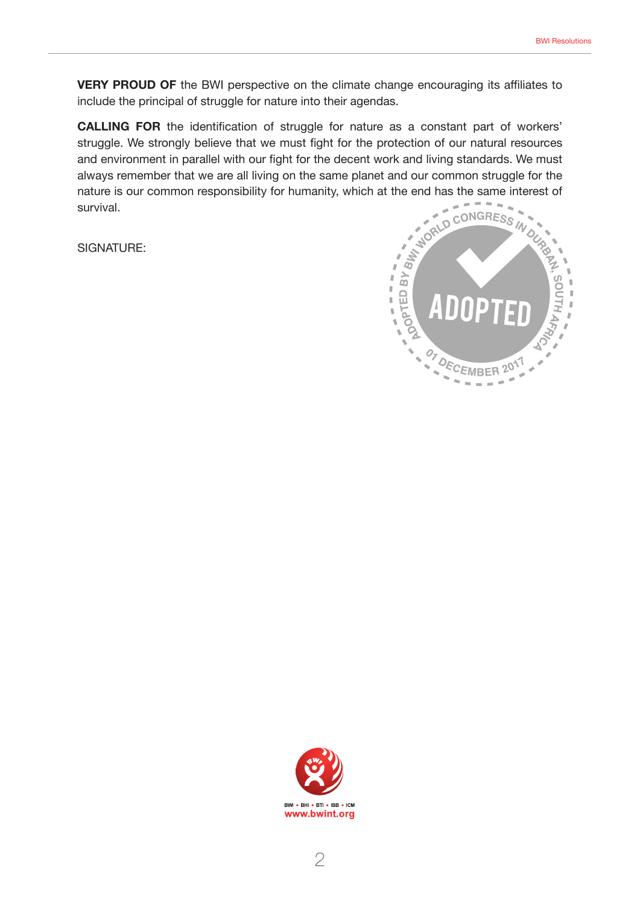**VERY PROUD OF** the BWI perspective on the climate change encouraging its affiliates to include the principal of struggle for nature into their agendas.

**CALLING FOR** the identification of struggle for nature as a constant part of workers' struggle. We strongly believe that we must fight for the protection of our natural resources and environment in parallel with our fight for the decent work and living standards. We must always remember that we are all living on the same planet and our common struggle for the nature is our common responsibility for humanity, which at the end has the same interest of survival.

SIGNATURE:

ADOPTED BY BWI WORLD CONGRESS IN DURBAN, SOUTH AFRICA

ADOPTED

01 DECEMBER 2017

BWI • BHI • BTI • IBB • ICM

www.bwint.org